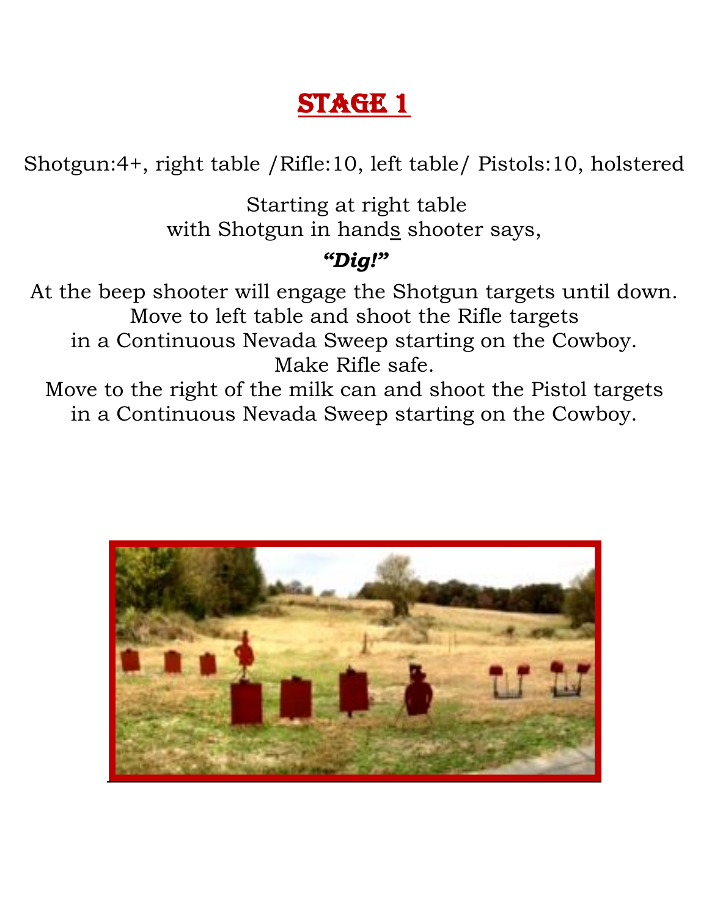# STAGE 1

Shotgun:4+, right table /Rifle:10, left table/ Pistols:10, holstered

Starting at right table
with Shotgun in hands shooter says,

***"Dig!"***

At the beep shooter will engage the Shotgun targets until down.
Move to left table and shoot the Rifle targets
in a Continuous Nevada Sweep starting on the Cowboy.
Make Rifle safe.
Move to the right of the milk can and shoot the Pistol targets
in a Continuous Nevada Sweep starting on the Cowboy.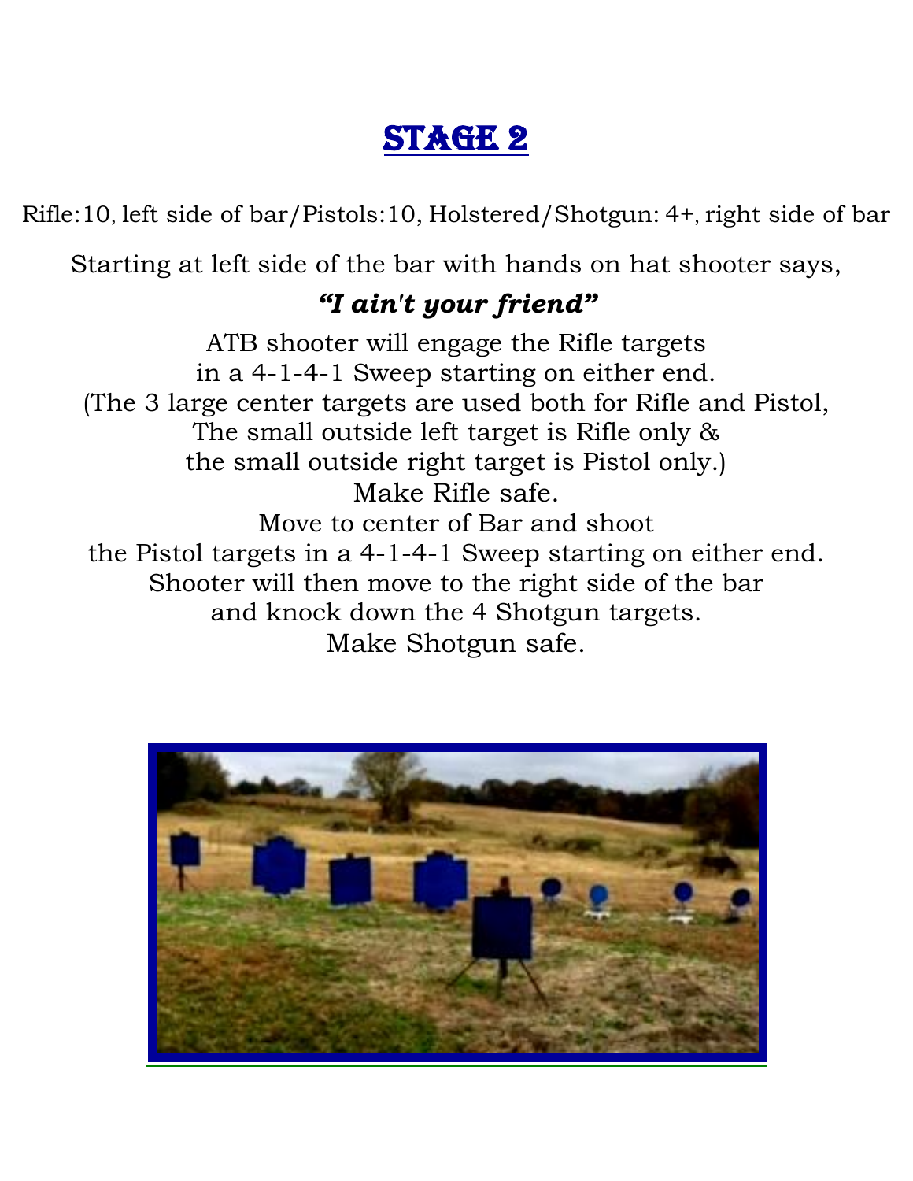# STAGE 2

Rifle:10, left side of bar/Pistols:10, Holstered/Shotgun: 4+, right side of bar

Starting at left side of the bar with hands on hat shooter says,

***"I ain't your friend"***

ATB shooter will engage the Rifle targets
in a 4-1-4-1 Sweep starting on either end.
(The 3 large center targets are used both for Rifle and Pistol,
The small outside left target is Rifle only &
the small outside right target is Pistol only.)
Make Rifle safe.
Move to center of Bar and shoot
the Pistol targets in a 4-1-4-1 Sweep starting on either end.
Shooter will then move to the right side of the bar
and knock down the 4 Shotgun targets.
Make Shotgun safe.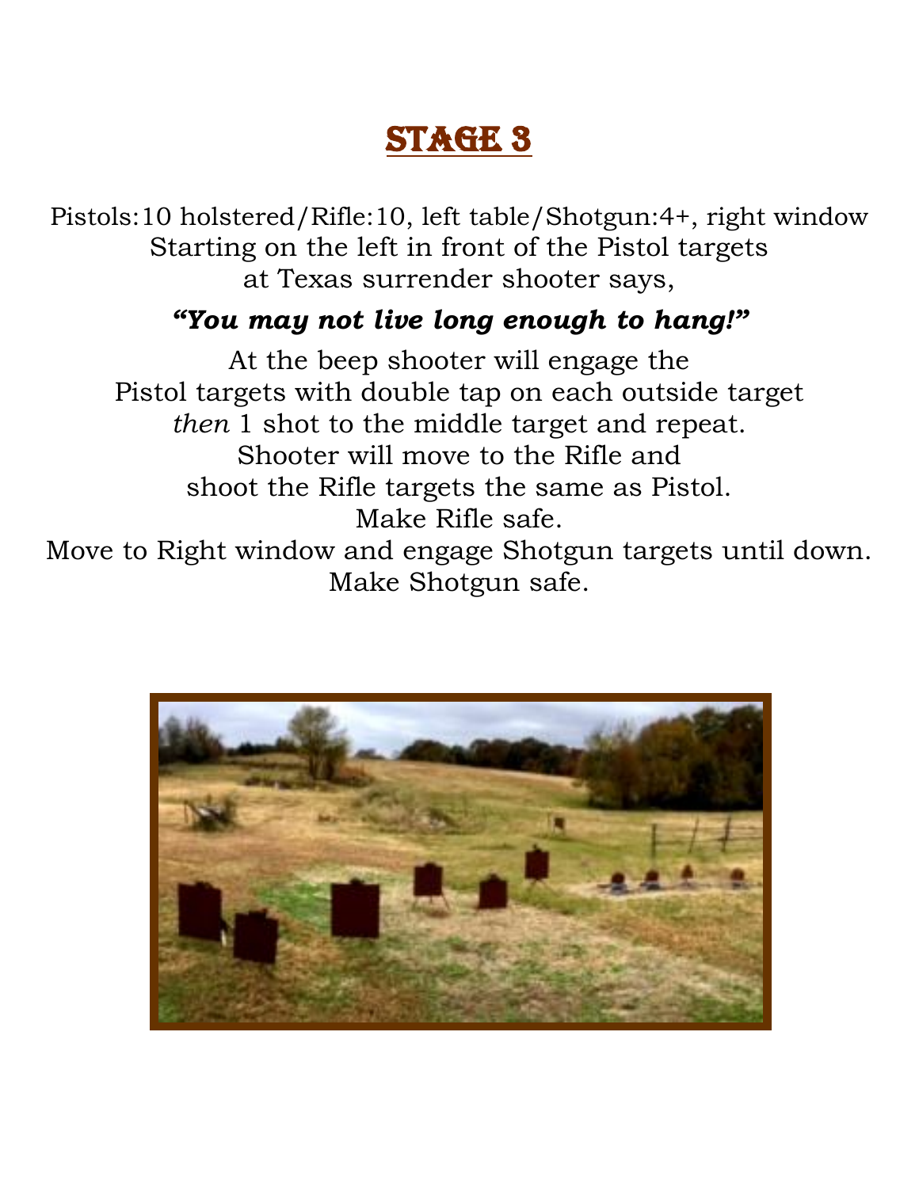# STAGE 3

Pistols:10 holstered/Rifle:10, left table/Shotgun:4+, right window
Starting on the left in front of the Pistol targets
at Texas surrender shooter says,

***"You may not live long enough to hang!"***

At the beep shooter will engage the
Pistol targets with double tap on each outside target
*then* 1 shot to the middle target and repeat.
Shooter will move to the Rifle and
shoot the Rifle targets the same as Pistol.
Make Rifle safe.
Move to Right window and engage Shotgun targets until down.
Make Shotgun safe.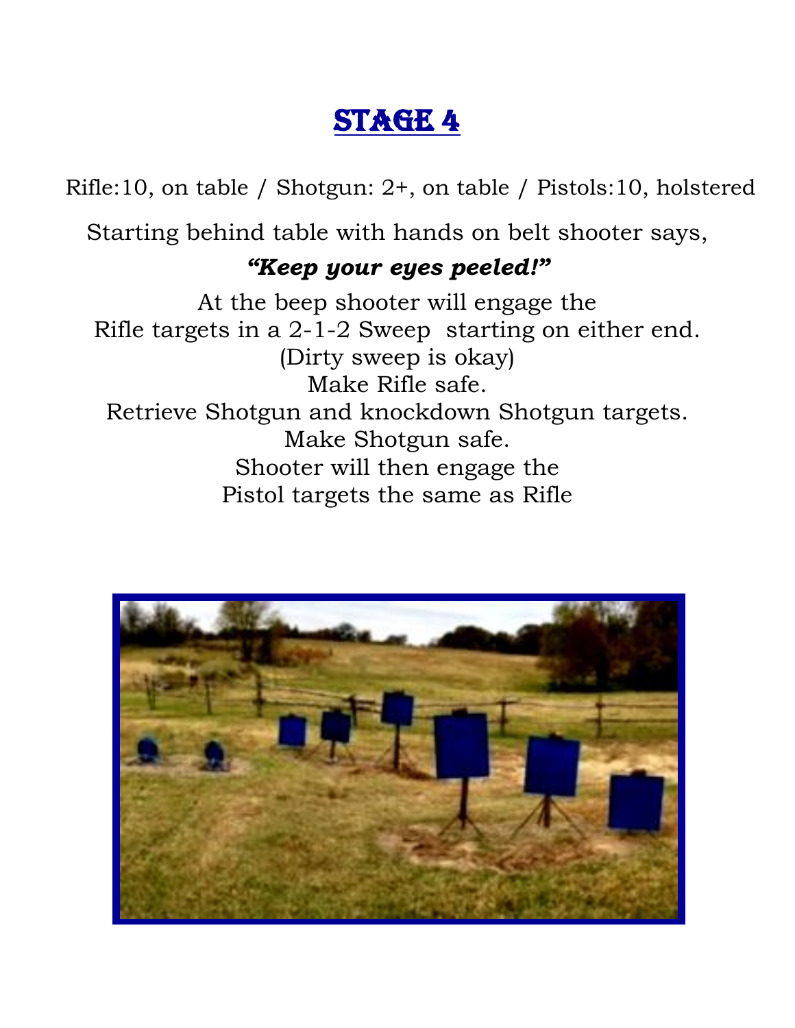# STAGE 4

Rifle:10, on table / Shotgun: 2+, on table / Pistols:10, holstered

Starting behind table with hands on belt shooter says,

***"Keep your eyes peeled!"***

At the beep shooter will engage the
Rifle targets in a 2-1-2 Sweep starting on either end.
(Dirty sweep is okay)
Make Rifle safe.
Retrieve Shotgun and knockdown Shotgun targets.
Make Shotgun safe.
Shooter will then engage the
Pistol targets the same as Rifle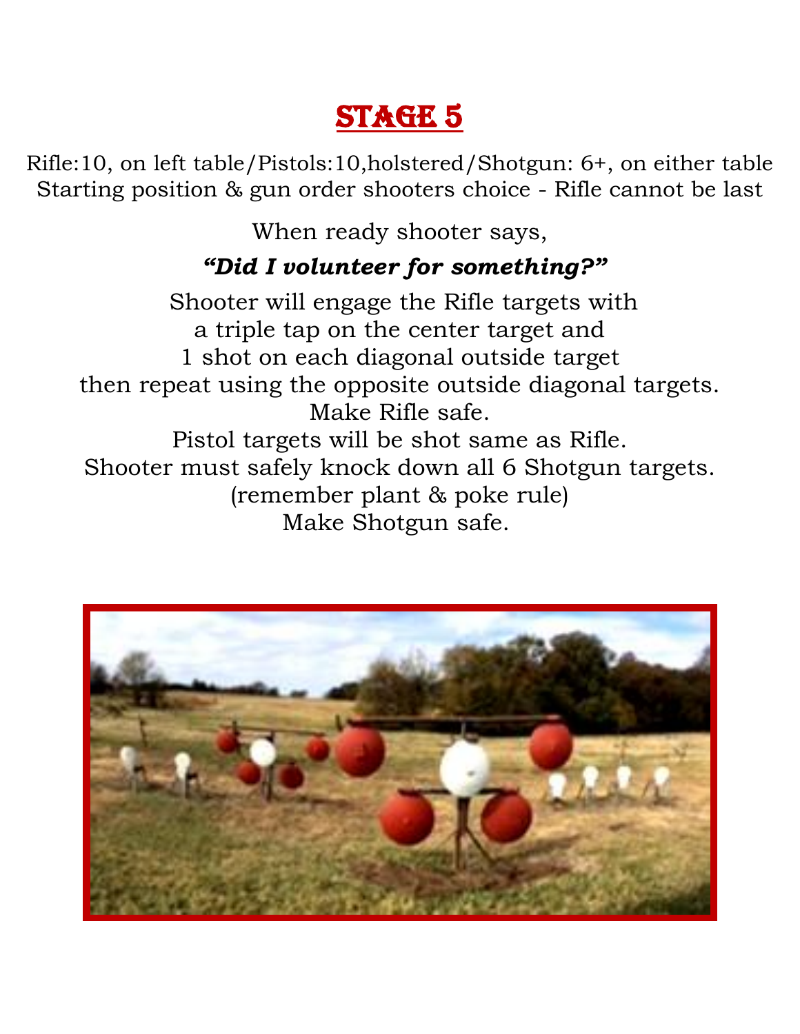# Stage 5

Rifle:10, on left table/Pistols:10,holstered/Shotgun: 6+, on either table
Starting position & gun order shooters choice - Rifle cannot be last

When ready shooter says,

***"Did I volunteer for something?"***

Shooter will engage the Rifle targets with
a triple tap on the center target and
1 shot on each diagonal outside target
then repeat using the opposite outside diagonal targets.
Make Rifle safe.
Pistol targets will be shot same as Rifle.
Shooter must safely knock down all 6 Shotgun targets.
(remember plant & poke rule)
Make Shotgun safe.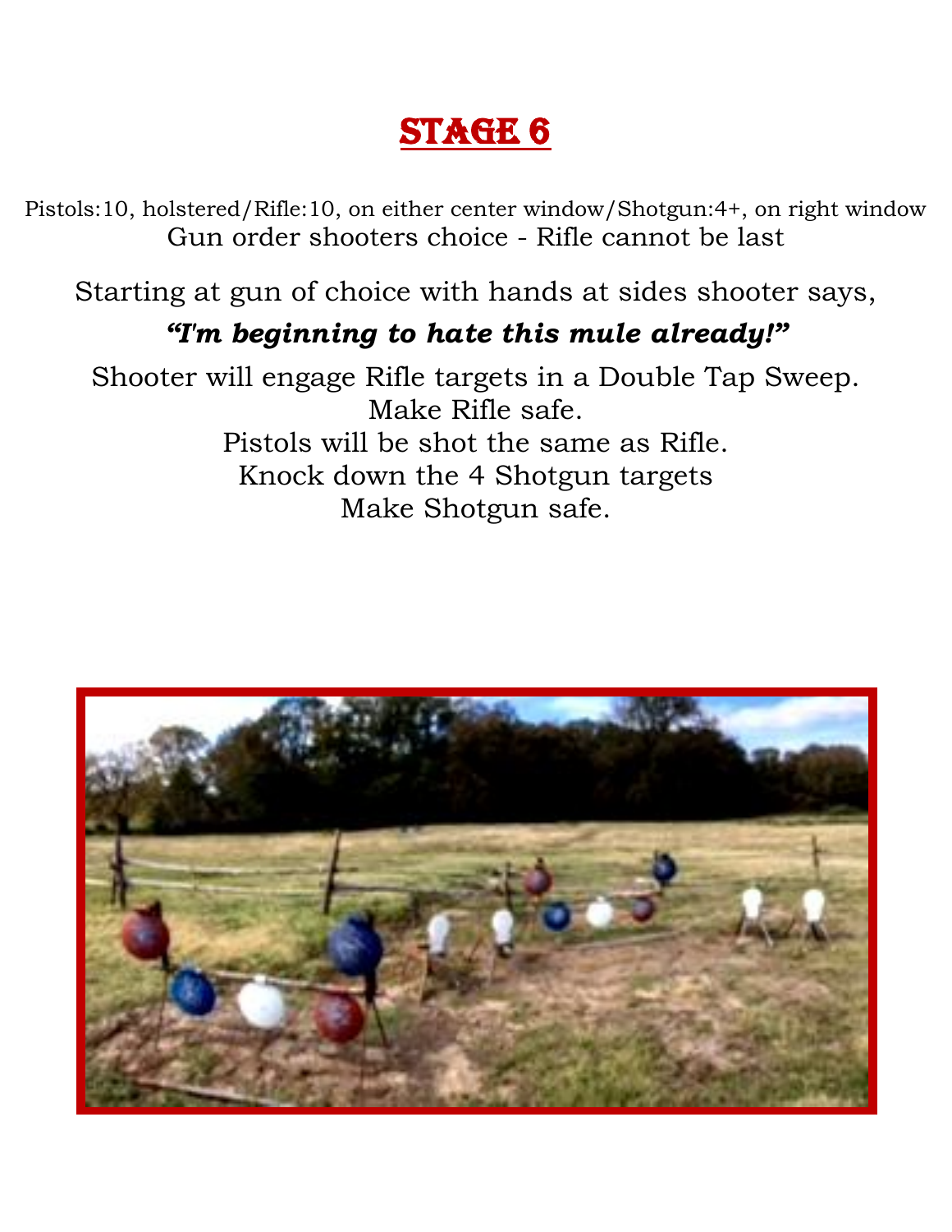# Stage 6

Pistols:10, holstered/Rifle:10, on either center window/Shotgun:4+, on right window
Gun order shooters choice - Rifle cannot be last

Starting at gun of choice with hands at sides shooter says,

***"I'm beginning to hate this mule already!"***

Shooter will engage Rifle targets in a Double Tap Sweep.
Make Rifle safe.
Pistols will be shot the same as Rifle.
Knock down the 4 Shotgun targets
Make Shotgun safe.